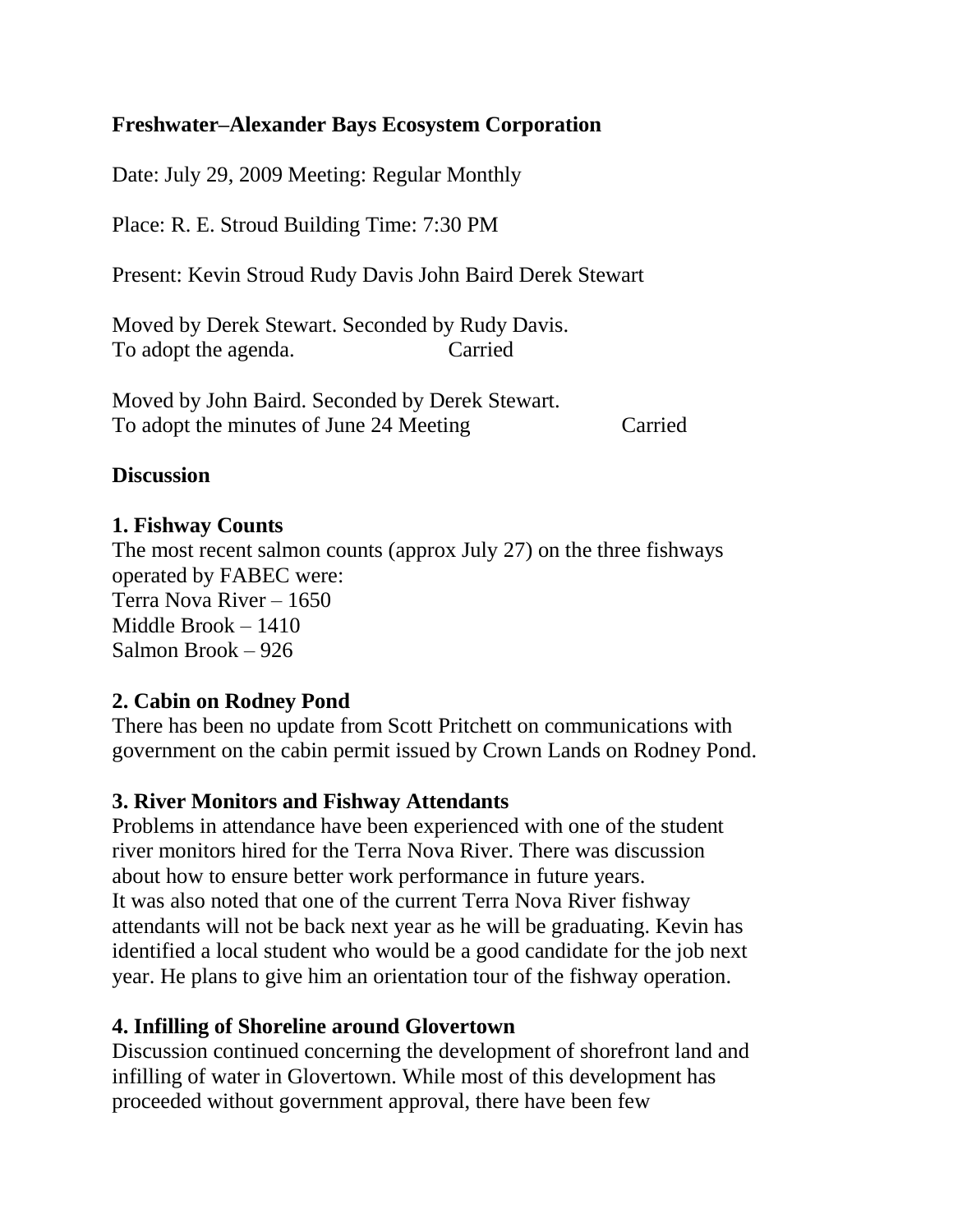**Freshwater–Alexander Bays Ecosystem Corporation**

Date: July 29, 2009 Meeting: Regular Monthly

Place: R. E. Stroud Building Time: 7:30 PM

Present: Kevin Stroud Rudy Davis John Baird Derek Stewart

Moved by Derek Stewart. Seconded by Rudy Davis.
To adopt the agenda. Carried

Moved by John Baird. Seconded by Derek Stewart.
To adopt the minutes of June 24 Meeting Carried

**Discussion**

**1. Fishway Counts**

The most recent salmon counts (approx July 27) on the three fishways operated by FABEC were:
Terra Nova River – 1650
Middle Brook – 1410
Salmon Brook – 926

**2. Cabin on Rodney Pond**

There has been no update from Scott Pritchett on communications with government on the cabin permit issued by Crown Lands on Rodney Pond.

**3. River Monitors and Fishway Attendants**

Problems in attendance have been experienced with one of the student river monitors hired for the Terra Nova River. There was discussion about how to ensure better work performance in future years.
It was also noted that one of the current Terra Nova River fishway attendants will not be back next year as he will be graduating. Kevin has identified a local student who would be a good candidate for the job next year. He plans to give him an orientation tour of the fishway operation.

**4. Infilling of Shoreline around Glovertown**

Discussion continued concerning the development of shorefront land and infilling of water in Glovertown. While most of this development has proceeded without government approval, there have been few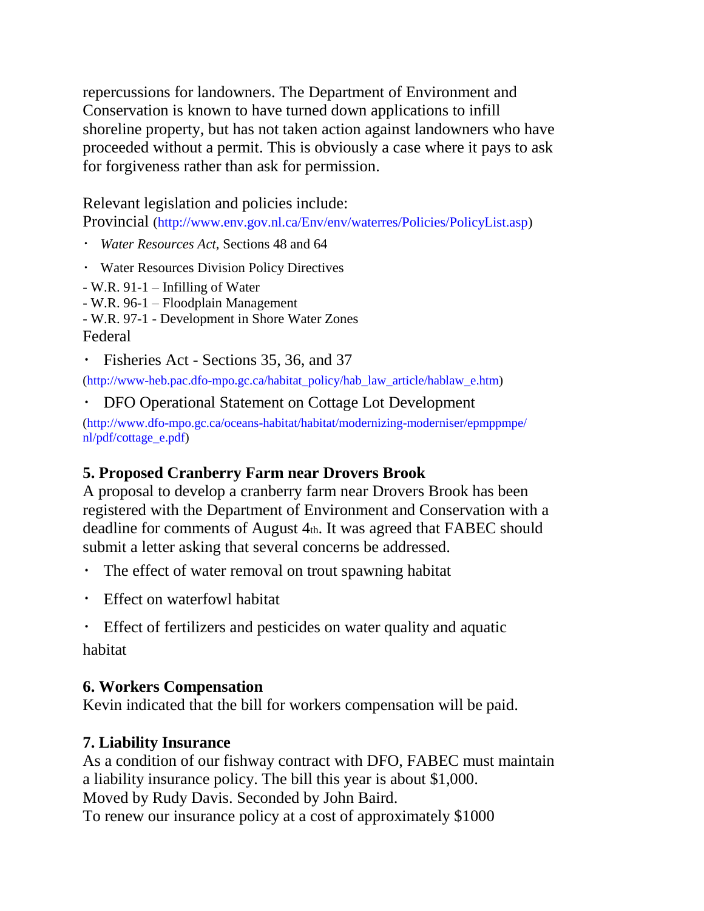repercussions for landowners. The Department of Environment and Conservation is known to have turned down applications to infill shoreline property, but has not taken action against landowners who have proceeded without a permit. This is obviously a case where it pays to ask for forgiveness rather than ask for permission.

Relevant legislation and policies include:

Provincial (http://www.env.gov.nl.ca/Env/env/waterres/Policies/PolicyList.asp)

- *Water Resources Act,* Sections 48 and 64
- Water Resources Division Policy Directives

- W.R. 91-1 – Infilling of Water
- W.R. 96-1 – Floodplain Management
- W.R. 97-1 - Development in Shore Water Zones

Federal

- Fisheries Act - Sections 35, 36, and 37

(http://www-heb.pac.dfo-mpo.gc.ca/habitat_policy/hab_law_article/hablaw_e.htm)

- DFO Operational Statement on Cottage Lot Development

(http://www.dfo-mpo.gc.ca/oceans-habitat/habitat/modernizing-moderniser/epmppmpe/nl/pdf/cottage_e.pdf)

**5. Proposed Cranberry Farm near Drovers Brook**

A proposal to develop a cranberry farm near Drovers Brook has been registered with the Department of Environment and Conservation with a deadline for comments of August 4th. It was agreed that FABEC should submit a letter asking that several concerns be addressed.

- The effect of water removal on trout spawning habitat
- Effect on waterfowl habitat
- Effect of fertilizers and pesticides on water quality and aquatic habitat

**6. Workers Compensation**

Kevin indicated that the bill for workers compensation will be paid.

**7. Liability Insurance**

As a condition of our fishway contract with DFO, FABEC must maintain a liability insurance policy. The bill this year is about $1,000.

Moved by Rudy Davis. Seconded by John Baird.

To renew our insurance policy at a cost of approximately $1000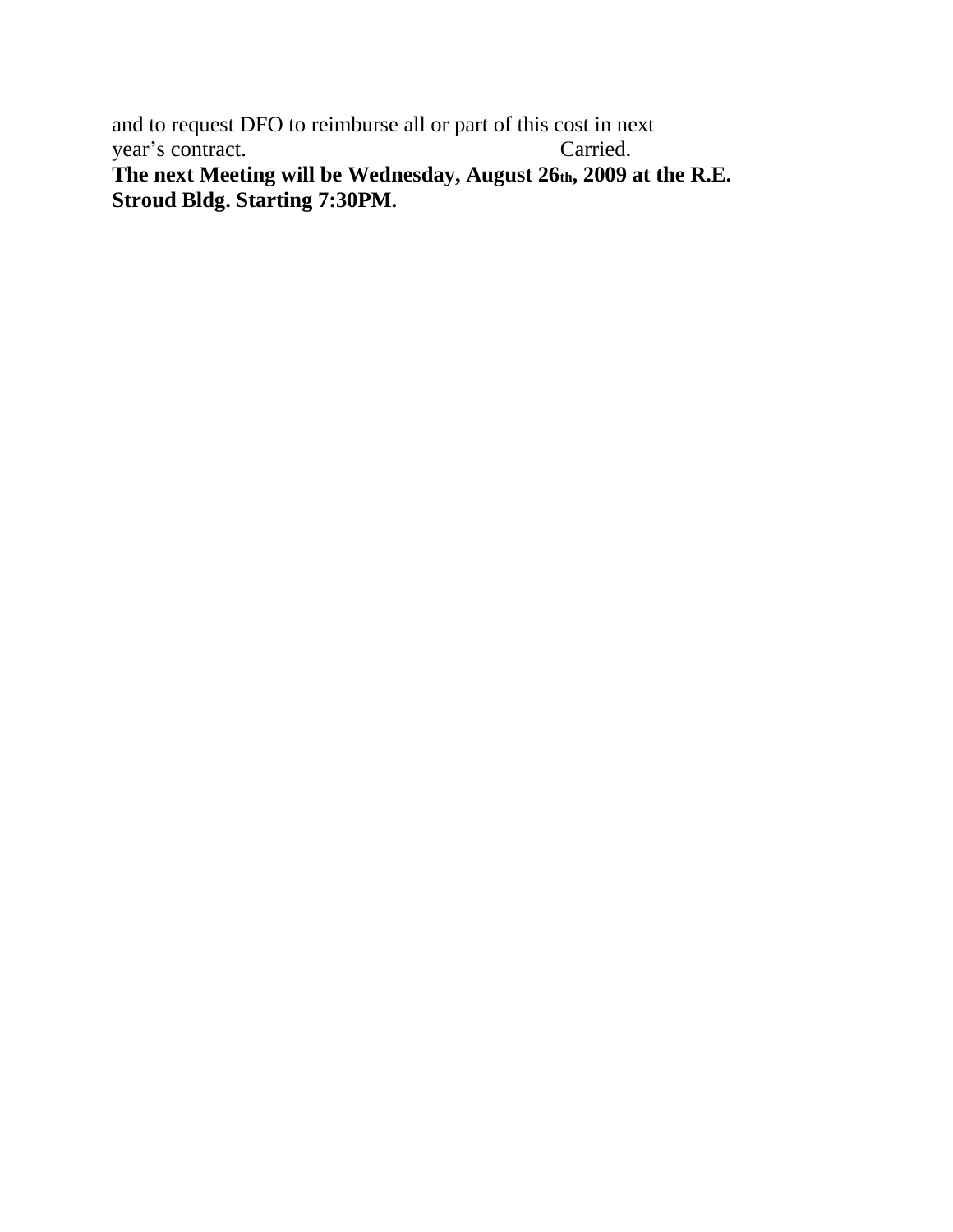and to request DFO to reimburse all or part of this cost in next year's contract. Carried.

**The next Meeting will be Wednesday, August 26th, 2009 at the R.E. Stroud Bldg. Starting 7:30PM.**